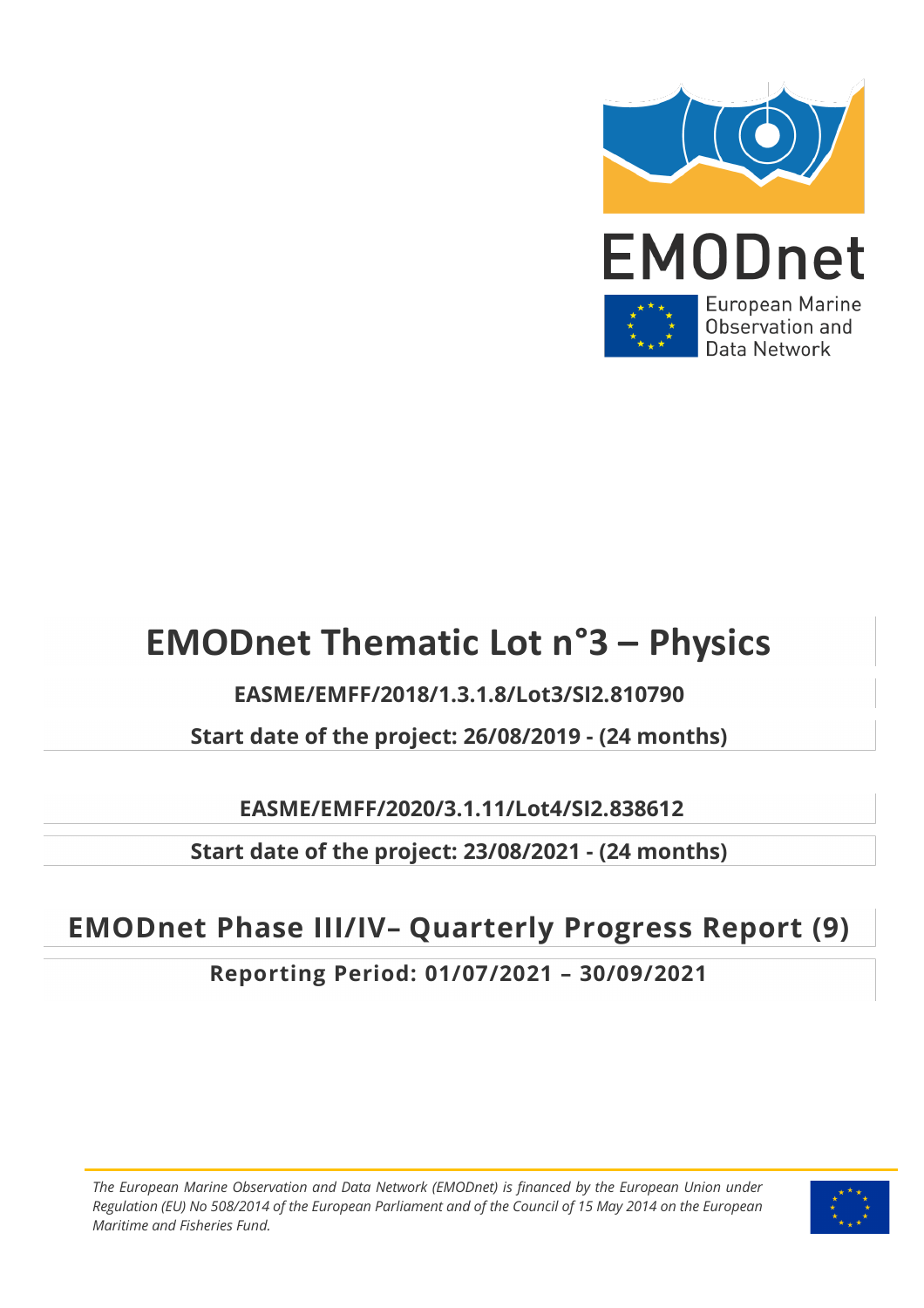EMODnet

European Marine Observation and Data Network

# EMODnet Thematic Lot n°3 – Physics

**EASME/EMFF/2018/1.3.1.8/Lot3/SI2.810790**

**Start date of the project: 26/08/2019 - (24 months)**

**EASME/EMFF/2020/3.1.11/Lot4/SI2.838612**

**Start date of the project: 23/08/2021 - (24 months)**

## EMODnet Phase III/IV– Quarterly Progress Report (9)

**Reporting Period: 01/07/2021 – 30/09/2021**

*The European Marine Observation and Data Network (EMODnet) is financed by the European Union under Regulation (EU) No 508/2014 of the European Parliament and of the Council of 15 May 2014 on the European Maritime and Fisheries Fund.*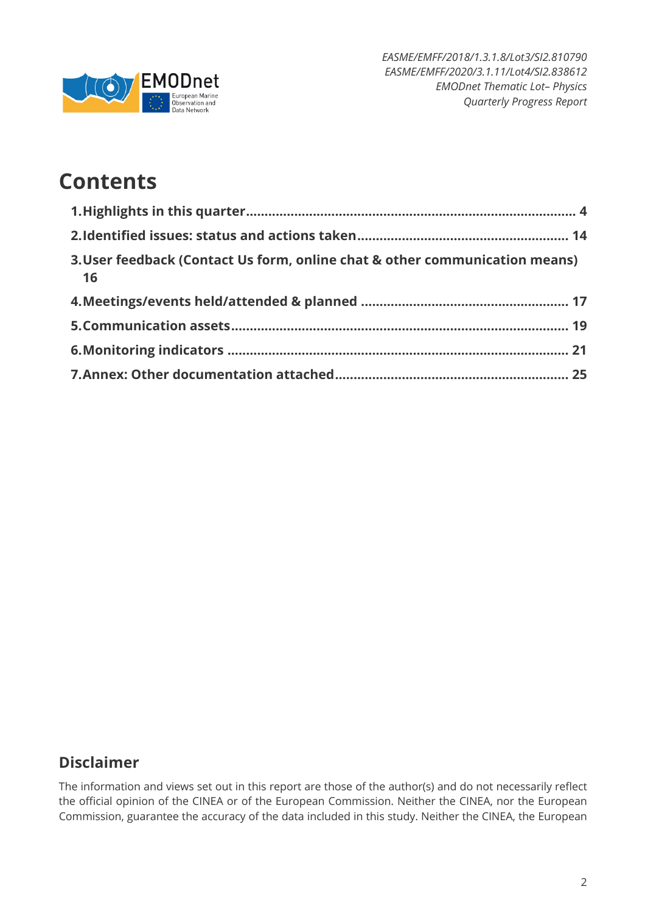# Contents

1. Highlights in this quarter .......... 4
2. Identified issues: status and actions taken .......... 14
3. User feedback (Contact Us form, online chat & other communication means) 16
4. Meetings/events held/attended & planned .......... 17
5. Communication assets .......... 19
6. Monitoring indicators .......... 21
7. Annex: Other documentation attached .......... 25

## Disclaimer

The information and views set out in this report are those of the author(s) and do not necessarily reflect the official opinion of the CINEA or of the European Commission. Neither the CINEA, nor the European Commission, guarantee the accuracy of the data included in this study. Neither the CINEA, the European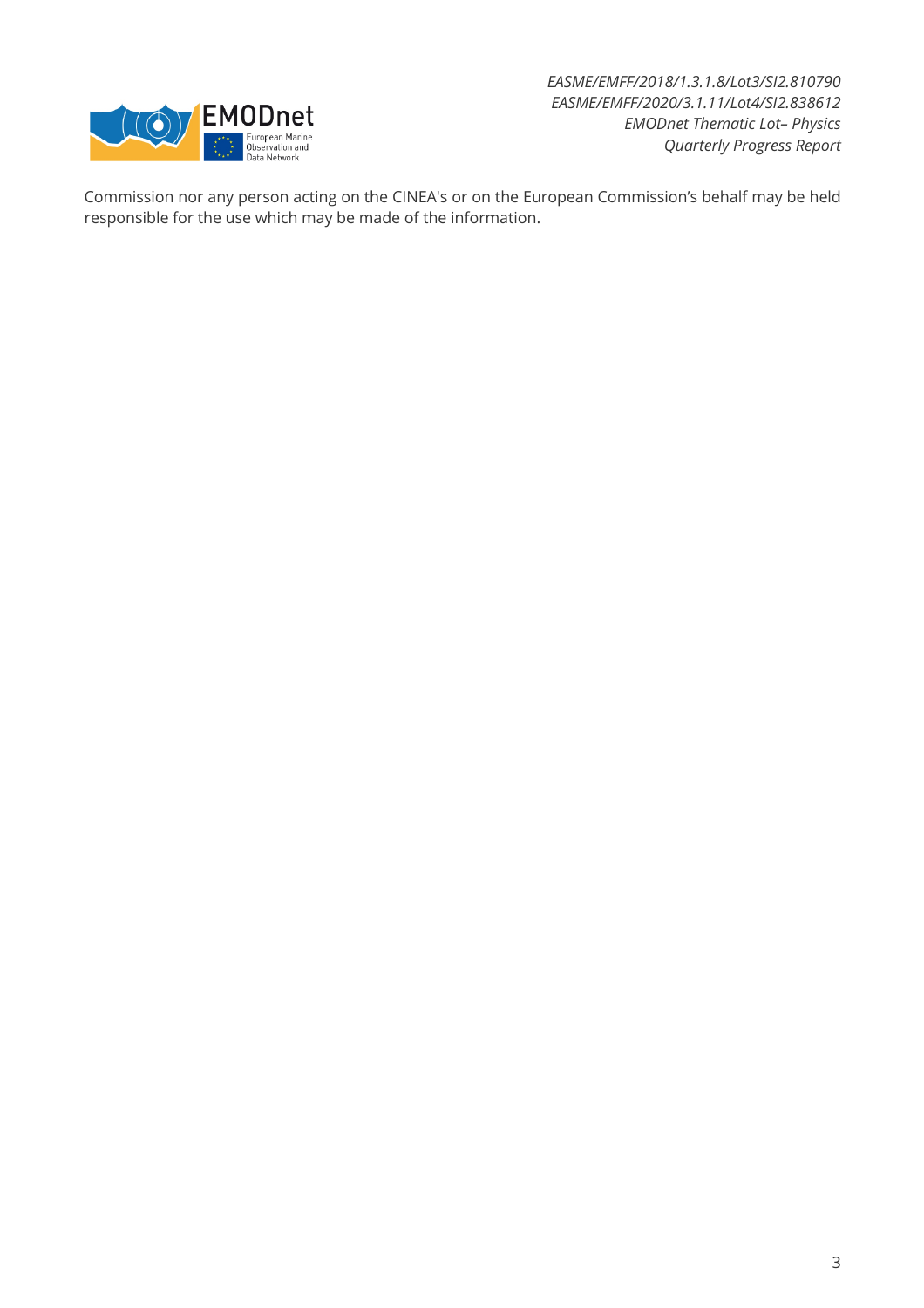Commission nor any person acting on the CINEA's or on the European Commission's behalf may be held responsible for the use which may be made of the information.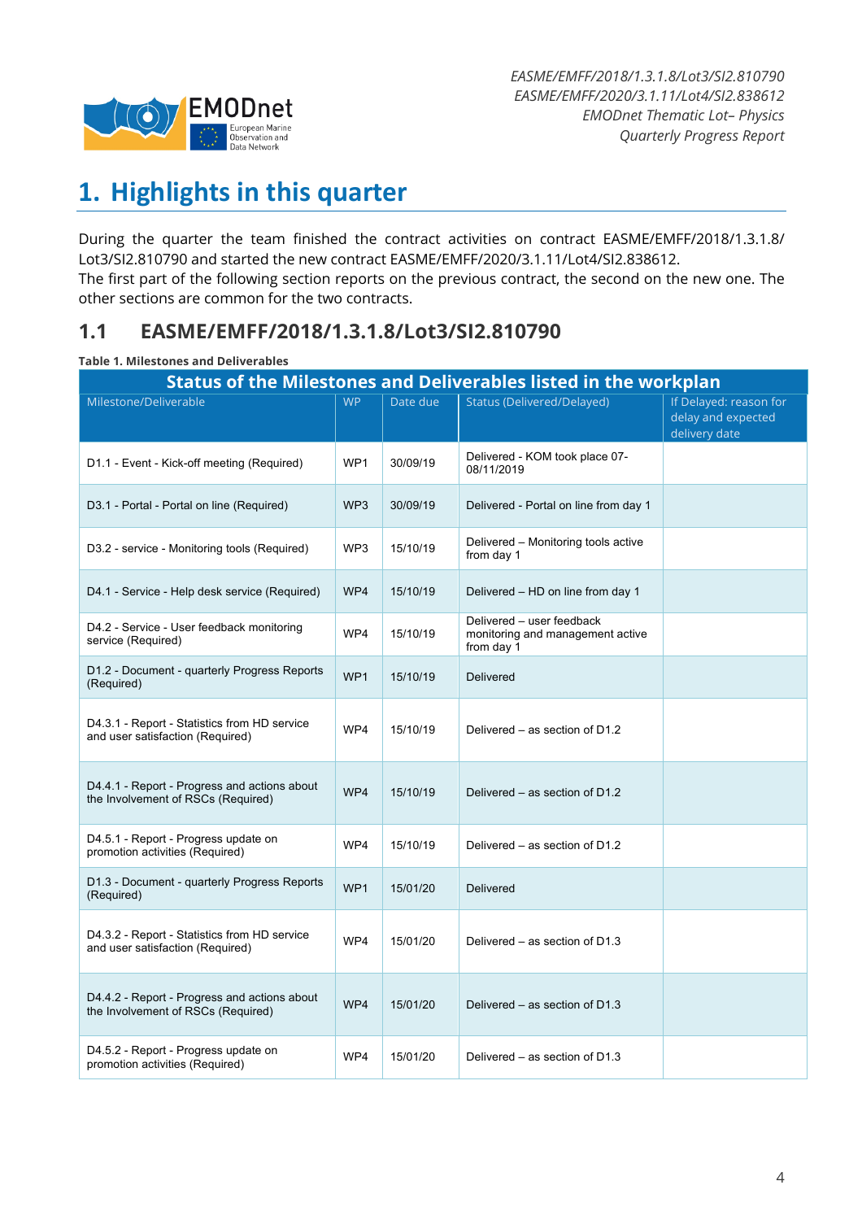# 1. Highlights in this quarter

During the quarter the team finished the contract activities on contract EASME/EMFF/2018/1.3.1.8/ Lot3/SI2.810790 and started the new contract EASME/EMFF/2020/3.1.11/Lot4/SI2.838612.
The first part of the following section reports on the previous contract, the second on the new one. The other sections are common for the two contracts.

## 1.1 EASME/EMFF/2018/1.3.1.8/Lot3/SI2.810790

**Table 1. Milestones and Deliverables**

| Status of the Milestones and Deliverables listed in the workplan | | | | |
|---|---|---|---|---|
| Milestone/Deliverable | WP | Date due | Status (Delivered/Delayed) | If Delayed: reason for delay and expected delivery date |
| D1.1 - Event - Kick-off meeting (Required) | WP1 | 30/09/19 | Delivered - KOM took place 07-08/11/2019 | |
| D3.1 - Portal - Portal on line (Required) | WP3 | 30/09/19 | Delivered - Portal on line from day 1 | |
| D3.2 - service - Monitoring tools (Required) | WP3 | 15/10/19 | Delivered – Monitoring tools active from day 1 | |
| D4.1 - Service - Help desk service (Required) | WP4 | 15/10/19 | Delivered – HD on line from day 1 | |
| D4.2 - Service - User feedback monitoring service (Required) | WP4 | 15/10/19 | Delivered – user feedback monitoring and management active from day 1 | |
| D1.2 - Document - quarterly Progress Reports (Required) | WP1 | 15/10/19 | Delivered | |
| D4.3.1 - Report - Statistics from HD service and user satisfaction (Required) | WP4 | 15/10/19 | Delivered – as section of D1.2 | |
| D4.4.1 - Report - Progress and actions about the Involvement of RSCs (Required) | WP4 | 15/10/19 | Delivered – as section of D1.2 | |
| D4.5.1 - Report - Progress update on promotion activities (Required) | WP4 | 15/10/19 | Delivered – as section of D1.2 | |
| D1.3 - Document - quarterly Progress Reports (Required) | WP1 | 15/01/20 | Delivered | |
| D4.3.2 - Report - Statistics from HD service and user satisfaction (Required) | WP4 | 15/01/20 | Delivered – as section of D1.3 | |
| D4.4.2 - Report - Progress and actions about the Involvement of RSCs (Required) | WP4 | 15/01/20 | Delivered – as section of D1.3 | |
| D4.5.2 - Report - Progress update on promotion activities (Required) | WP4 | 15/01/20 | Delivered – as section of D1.3 | |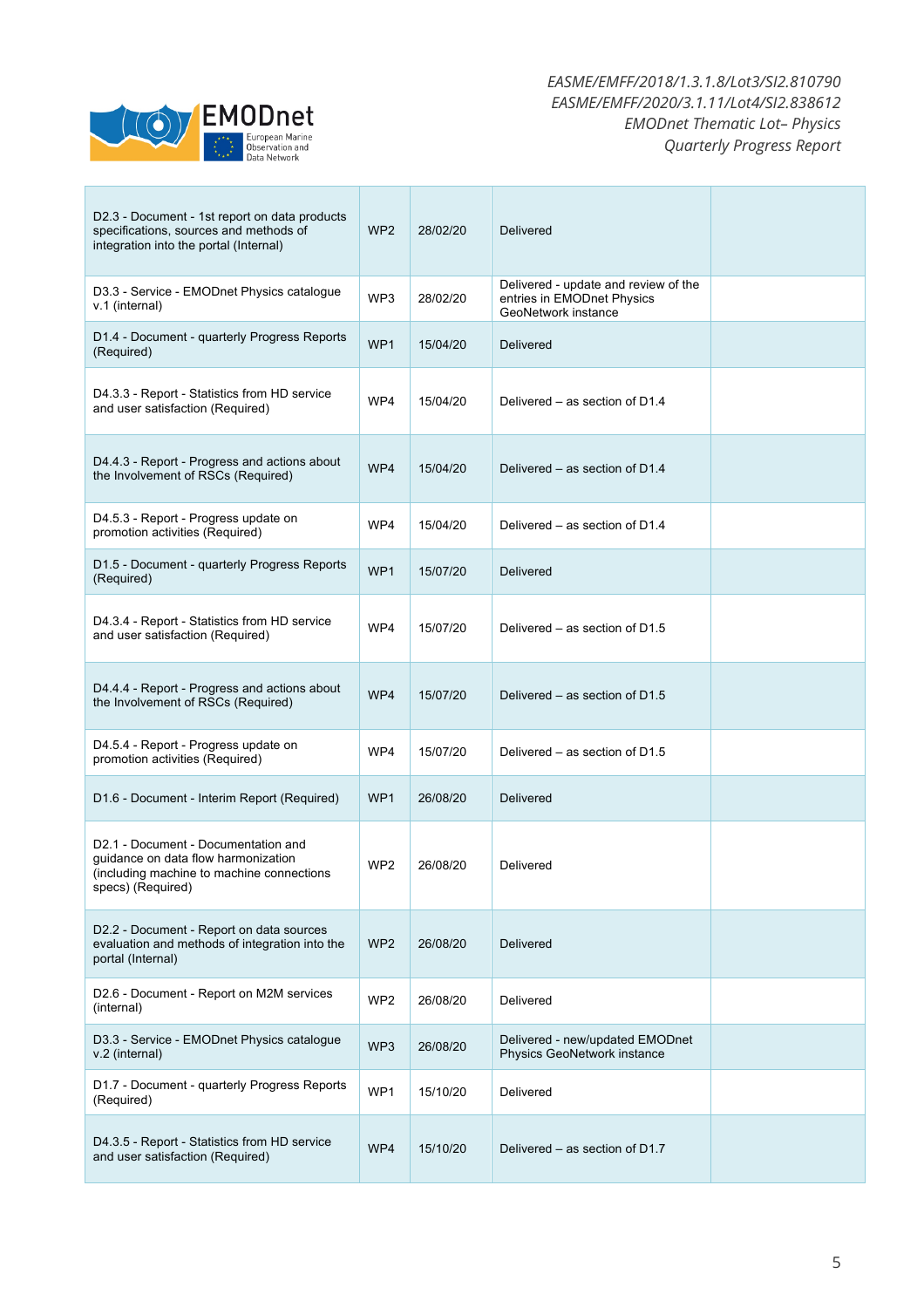| | | | | |
|---|---|---|---|---|
| D2.3 - Document - 1st report on data products specifications, sources and methods of integration into the portal (Internal) | WP2 | 28/02/20 | Delivered | |
| D3.3 - Service - EMODnet Physics catalogue v.1 (internal) | WP3 | 28/02/20 | Delivered - update and review of the entries in EMODnet Physics GeoNetwork instance | |
| D1.4 - Document - quarterly Progress Reports (Required) | WP1 | 15/04/20 | Delivered | |
| D4.3.3 - Report - Statistics from HD service and user satisfaction (Required) | WP4 | 15/04/20 | Delivered – as section of D1.4 | |
| D4.4.3 - Report - Progress and actions about the Involvement of RSCs (Required) | WP4 | 15/04/20 | Delivered – as section of D1.4 | |
| D4.5.3 - Report - Progress update on promotion activities (Required) | WP4 | 15/04/20 | Delivered – as section of D1.4 | |
| D1.5 - Document - quarterly Progress Reports (Required) | WP1 | 15/07/20 | Delivered | |
| D4.3.4 - Report - Statistics from HD service and user satisfaction (Required) | WP4 | 15/07/20 | Delivered – as section of D1.5 | |
| D4.4.4 - Report - Progress and actions about the Involvement of RSCs (Required) | WP4 | 15/07/20 | Delivered – as section of D1.5 | |
| D4.5.4 - Report - Progress update on promotion activities (Required) | WP4 | 15/07/20 | Delivered – as section of D1.5 | |
| D1.6 - Document - Interim Report (Required) | WP1 | 26/08/20 | Delivered | |
| D2.1 - Document - Documentation and guidance on data flow harmonization (including machine to machine connections specs) (Required) | WP2 | 26/08/20 | Delivered | |
| D2.2 - Document - Report on data sources evaluation and methods of integration into the portal (Internal) | WP2 | 26/08/20 | Delivered | |
| D2.6 - Document - Report on M2M services (internal) | WP2 | 26/08/20 | Delivered | |
| D3.3 - Service - EMODnet Physics catalogue v.2 (internal) | WP3 | 26/08/20 | Delivered - new/updated EMODnet Physics GeoNetwork instance | |
| D1.7 - Document - quarterly Progress Reports (Required) | WP1 | 15/10/20 | Delivered | |
| D4.3.5 - Report - Statistics from HD service and user satisfaction (Required) | WP4 | 15/10/20 | Delivered – as section of D1.7 | |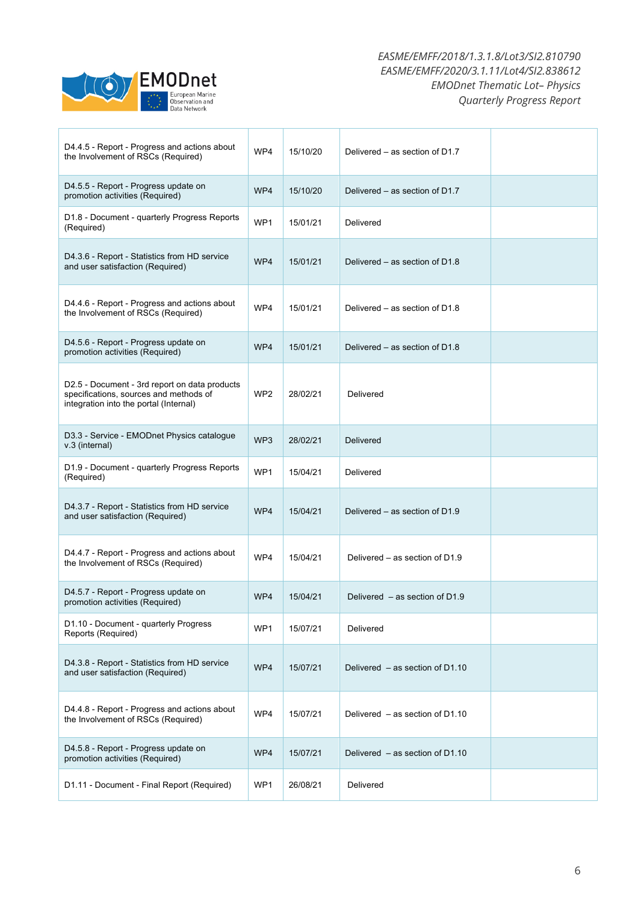| | | | | |
|---|---|---|---|---|
| D4.4.5 - Report - Progress and actions about the Involvement of RSCs (Required) | WP4 | 15/10/20 | Delivered – as section of D1.7 | |
| D4.5.5 - Report - Progress update on promotion activities (Required) | WP4 | 15/10/20 | Delivered – as section of D1.7 | |
| D1.8 - Document - quarterly Progress Reports (Required) | WP1 | 15/01/21 | Delivered | |
| D4.3.6 - Report - Statistics from HD service and user satisfaction (Required) | WP4 | 15/01/21 | Delivered – as section of D1.8 | |
| D4.4.6 - Report - Progress and actions about the Involvement of RSCs (Required) | WP4 | 15/01/21 | Delivered – as section of D1.8 | |
| D4.5.6 - Report - Progress update on promotion activities (Required) | WP4 | 15/01/21 | Delivered – as section of D1.8 | |
| D2.5 - Document - 3rd report on data products specifications, sources and methods of integration into the portal (Internal) | WP2 | 28/02/21 | Delivered | |
| D3.3 - Service - EMODnet Physics catalogue v.3 (internal) | WP3 | 28/02/21 | Delivered | |
| D1.9 - Document - quarterly Progress Reports (Required) | WP1 | 15/04/21 | Delivered | |
| D4.3.7 - Report - Statistics from HD service and user satisfaction (Required) | WP4 | 15/04/21 | Delivered – as section of D1.9 | |
| D4.4.7 - Report - Progress and actions about the Involvement of RSCs (Required) | WP4 | 15/04/21 | Delivered – as section of D1.9 | |
| D4.5.7 - Report - Progress update on promotion activities (Required) | WP4 | 15/04/21 | Delivered – as section of D1.9 | |
| D1.10 - Document - quarterly Progress Reports (Required) | WP1 | 15/07/21 | Delivered | |
| D4.3.8 - Report - Statistics from HD service and user satisfaction (Required) | WP4 | 15/07/21 | Delivered – as section of D1.10 | |
| D4.4.8 - Report - Progress and actions about the Involvement of RSCs (Required) | WP4 | 15/07/21 | Delivered – as section of D1.10 | |
| D4.5.8 - Report - Progress update on promotion activities (Required) | WP4 | 15/07/21 | Delivered – as section of D1.10 | |
| D1.11 - Document - Final Report (Required) | WP1 | 26/08/21 | Delivered | |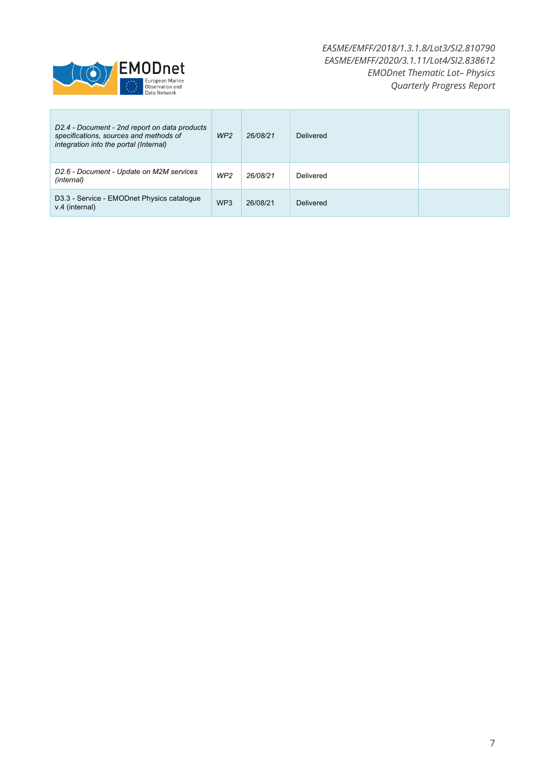| | | | | |
|---|---|---|---|---|
| *D2.4 - Document - 2nd report on data products specifications, sources and methods of integration into the portal (Internal)* | *WP2* | *26/08/21* | Delivered | |
| *D2.6 - Document - Update on M2M services (internal)* | *WP2* | *26/08/21* | Delivered | |
| D3.3 - Service - EMODnet Physics catalogue v.4 (internal) | WP3 | 26/08/21 | Delivered | |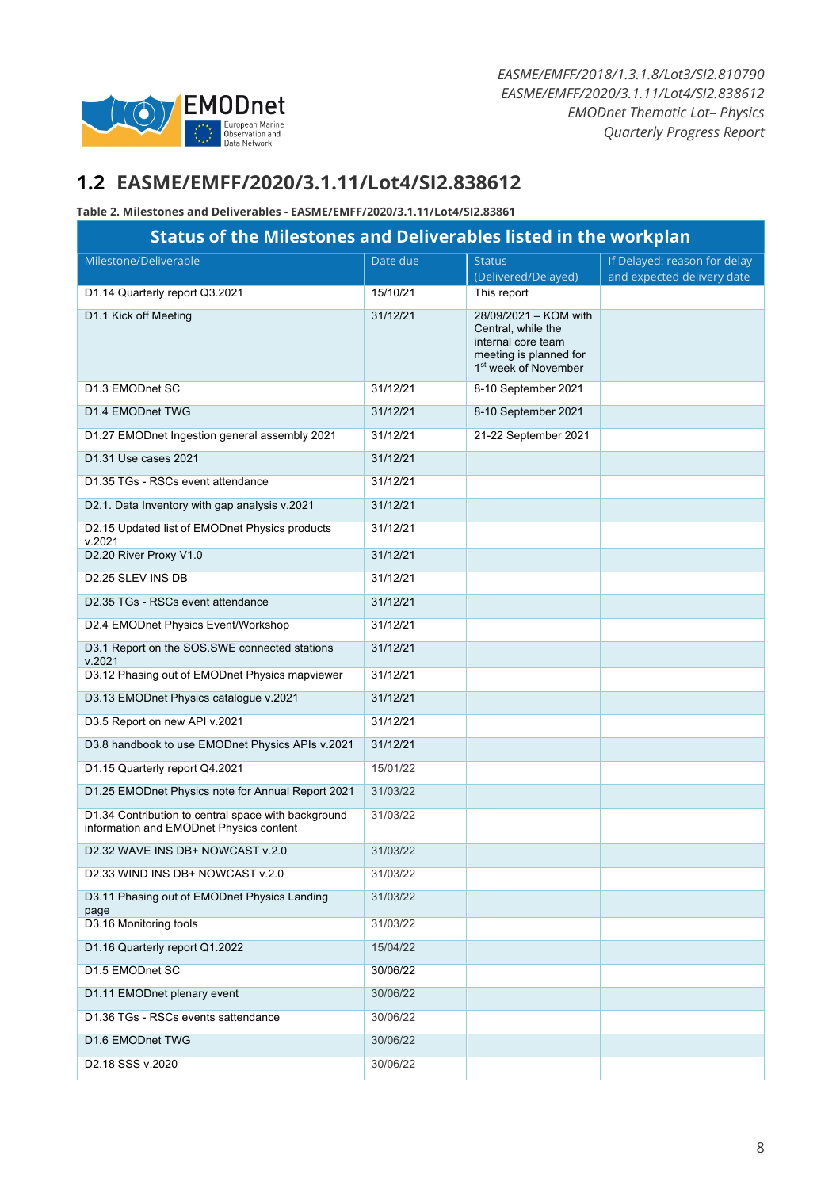## 1.2 EASME/EMFF/2020/3.1.11/Lot4/SI2.838612

**Table 2. Milestones and Deliverables - EASME/EMFF/2020/3.1.11/Lot4/SI2.83861**

| Status of the Milestones and Deliverables listed in the workplan | | | |
|---|---|---|---|
| Milestone/Deliverable | Date due | Status (Delivered/Delayed) | If Delayed: reason for delay and expected delivery date |
| D1.14 Quarterly report Q3.2021 | 15/10/21 | This report | |
| D1.1 Kick off Meeting | 31/12/21 | 28/09/2021 – KOM with Central, while the internal core team meeting is planned for 1st week of November | |
| D1.3 EMODnet SC | 31/12/21 | 8-10 September 2021 | |
| D1.4 EMODnet TWG | 31/12/21 | 8-10 September 2021 | |
| D1.27 EMODnet Ingestion general assembly 2021 | 31/12/21 | 21-22 September 2021 | |
| D1.31 Use cases 2021 | 31/12/21 | | |
| D1.35 TGs - RSCs event attendance | 31/12/21 | | |
| D2.1. Data Inventory with gap analysis v.2021 | 31/12/21 | | |
| D2.15 Updated list of EMODnet Physics products v.2021 | 31/12/21 | | |
| D2.20 River Proxy V1.0 | 31/12/21 | | |
| D2.25 SLEV INS DB | 31/12/21 | | |
| D2.35 TGs - RSCs event attendance | 31/12/21 | | |
| D2.4 EMODnet Physics Event/Workshop | 31/12/21 | | |
| D3.1 Report on the SOS.SWE connected stations v.2021 | 31/12/21 | | |
| D3.12 Phasing out of EMODnet Physics mapviewer | 31/12/21 | | |
| D3.13 EMODnet Physics catalogue v.2021 | 31/12/21 | | |
| D3.5 Report on new API v.2021 | 31/12/21 | | |
| D3.8 handbook to use EMODnet Physics APIs v.2021 | 31/12/21 | | |
| D1.15 Quarterly report Q4.2021 | 15/01/22 | | |
| D1.25 EMODnet Physics note for Annual Report 2021 | 31/03/22 | | |
| D1.34 Contribution to central space with background information and EMODnet Physics content | 31/03/22 | | |
| D2.32 WAVE INS DB+ NOWCAST v.2.0 | 31/03/22 | | |
| D2.33 WIND INS DB+ NOWCAST v.2.0 | 31/03/22 | | |
| D3.11 Phasing out of EMODnet Physics Landing page | 31/03/22 | | |
| D3.16 Monitoring tools | 31/03/22 | | |
| D1.16 Quarterly report Q1.2022 | 15/04/22 | | |
| D1.5 EMODnet SC | 30/06/22 | | |
| D1.11 EMODnet plenary event | 30/06/22 | | |
| D1.36 TGs - RSCs events sattendance | 30/06/22 | | |
| D1.6 EMODnet TWG | 30/06/22 | | |
| D2.18 SSS v.2020 | 30/06/22 | | |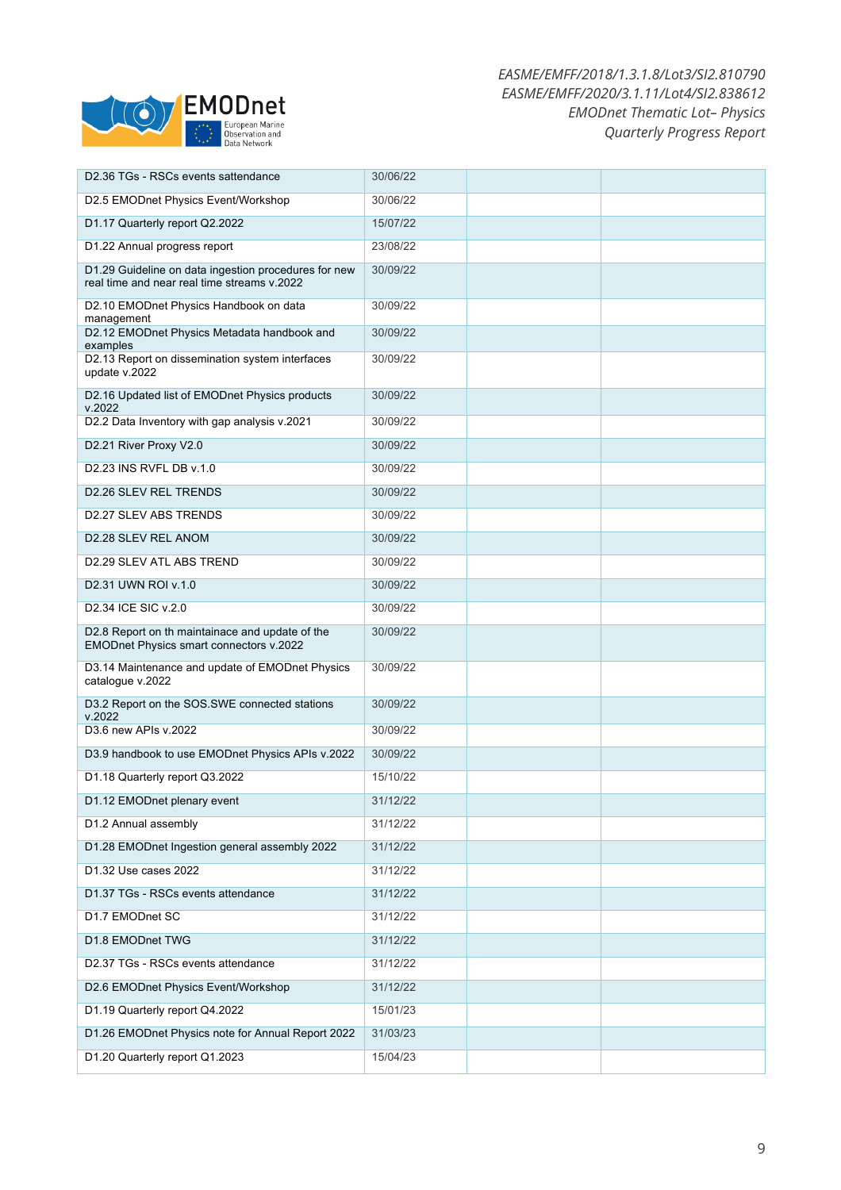| D2.36 TGs - RSCs events sattendance | 30/06/22 | | |
|---|---|---|---|
| D2.5 EMODnet Physics Event/Workshop | 30/06/22 | | |
| D1.17 Quarterly report Q2.2022 | 15/07/22 | | |
| D1.22 Annual progress report | 23/08/22 | | |
| D1.29 Guideline on data ingestion procedures for new real time and near real time streams v.2022 | 30/09/22 | | |
| D2.10 EMODnet Physics Handbook on data management | 30/09/22 | | |
| D2.12 EMODnet Physics Metadata handbook and examples | 30/09/22 | | |
| D2.13 Report on dissemination system interfaces update v.2022 | 30/09/22 | | |
| D2.16 Updated list of EMODnet Physics products v.2022 | 30/09/22 | | |
| D2.2 Data Inventory with gap analysis v.2021 | 30/09/22 | | |
| D2.21 River Proxy V2.0 | 30/09/22 | | |
| D2.23 INS RVFL DB v.1.0 | 30/09/22 | | |
| D2.26 SLEV REL TRENDS | 30/09/22 | | |
| D2.27 SLEV ABS TRENDS | 30/09/22 | | |
| D2.28 SLEV REL ANOM | 30/09/22 | | |
| D2.29 SLEV ATL ABS TREND | 30/09/22 | | |
| D2.31 UWN ROI v.1.0 | 30/09/22 | | |
| D2.34 ICE SIC v.2.0 | 30/09/22 | | |
| D2.8 Report on th maintainace and update of the EMODnet Physics smart connectors v.2022 | 30/09/22 | | |
| D3.14 Maintenance and update of EMODnet Physics catalogue v.2022 | 30/09/22 | | |
| D3.2 Report on the SOS.SWE connected stations v.2022 | 30/09/22 | | |
| D3.6 new APIs v.2022 | 30/09/22 | | |
| D3.9 handbook to use EMODnet Physics APIs v.2022 | 30/09/22 | | |
| D1.18 Quarterly report Q3.2022 | 15/10/22 | | |
| D1.12 EMODnet plenary event | 31/12/22 | | |
| D1.2 Annual assembly | 31/12/22 | | |
| D1.28 EMODnet Ingestion general assembly 2022 | 31/12/22 | | |
| D1.32 Use cases 2022 | 31/12/22 | | |
| D1.37 TGs - RSCs events attendance | 31/12/22 | | |
| D1.7 EMODnet SC | 31/12/22 | | |
| D1.8 EMODnet TWG | 31/12/22 | | |
| D2.37 TGs - RSCs events attendance | 31/12/22 | | |
| D2.6 EMODnet Physics Event/Workshop | 31/12/22 | | |
| D1.19 Quarterly report Q4.2022 | 15/01/23 | | |
| D1.26 EMODnet Physics note for Annual Report 2022 | 31/03/23 | | |
| D1.20 Quarterly report Q1.2023 | 15/04/23 | | |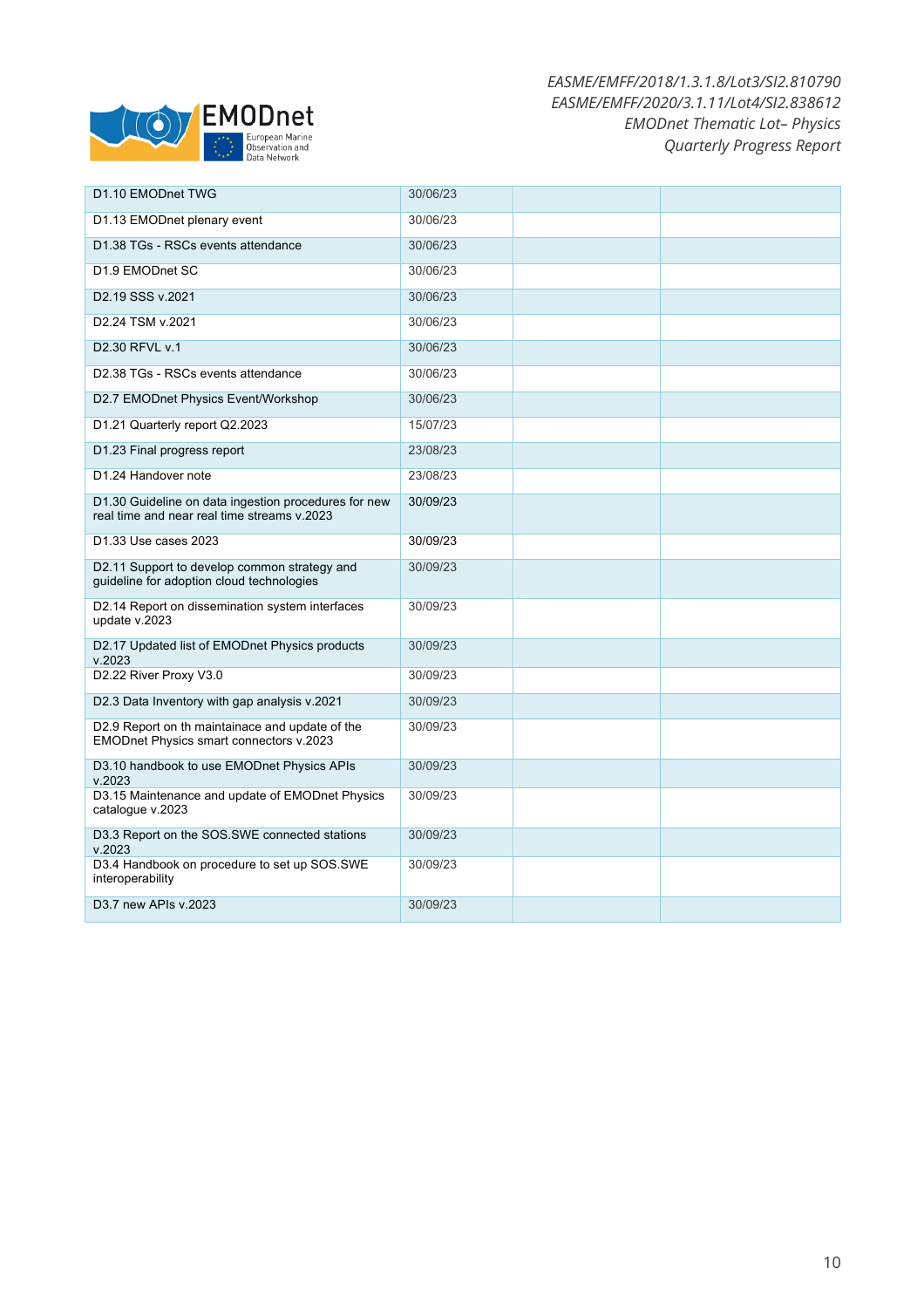| D1.10 EMODnet TWG | 30/06/23 | | |
|---|---|---|---|
| D1.13 EMODnet plenary event | 30/06/23 | | |
| D1.38 TGs - RSCs events attendance | 30/06/23 | | |
| D1.9 EMODnet SC | 30/06/23 | | |
| D2.19 SSS v.2021 | 30/06/23 | | |
| D2.24 TSM v.2021 | 30/06/23 | | |
| D2.30 RFVL v.1 | 30/06/23 | | |
| D2.38 TGs - RSCs events attendance | 30/06/23 | | |
| D2.7 EMODnet Physics Event/Workshop | 30/06/23 | | |
| D1.21 Quarterly report Q2.2023 | 15/07/23 | | |
| D1.23 Final progress report | 23/08/23 | | |
| D1.24 Handover note | 23/08/23 | | |
| D1.30 Guideline on data ingestion procedures for new real time and near real time streams v.2023 | 30/09/23 | | |
| D1.33 Use cases 2023 | 30/09/23 | | |
| D2.11 Support to develop common strategy and guideline for adoption cloud technologies | 30/09/23 | | |
| D2.14 Report on dissemination system interfaces update v.2023 | 30/09/23 | | |
| D2.17 Updated list of EMODnet Physics products v.2023 | 30/09/23 | | |
| D2.22 River Proxy V3.0 | 30/09/23 | | |
| D2.3 Data Inventory with gap analysis v.2021 | 30/09/23 | | |
| D2.9 Report on th maintainace and update of the EMODnet Physics smart connectors v.2023 | 30/09/23 | | |
| D3.10 handbook to use EMODnet Physics APIs v.2023 | 30/09/23 | | |
| D3.15 Maintenance and update of EMODnet Physics catalogue v.2023 | 30/09/23 | | |
| D3.3 Report on the SOS.SWE connected stations v.2023 | 30/09/23 | | |
| D3.4 Handbook on procedure to set up SOS.SWE interoperability | 30/09/23 | | |
| D3.7 new APIs v.2023 | 30/09/23 | | |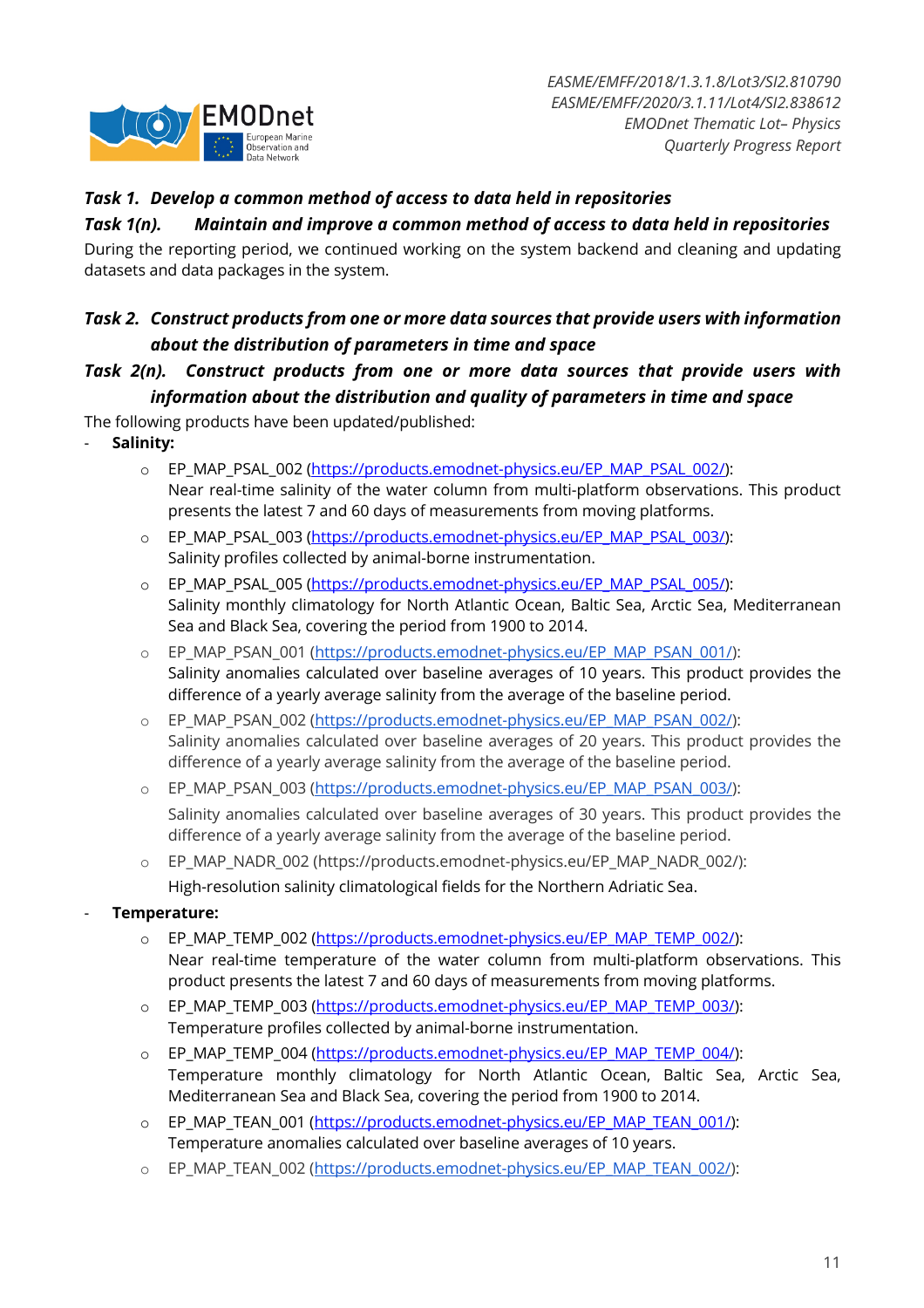***Task 1. Develop a common method of access to data held in repositories***

***Task 1(n). Maintain and improve a common method of access to data held in repositories***

During the reporting period, we continued working on the system backend and cleaning and updating datasets and data packages in the system.

***Task 2. Construct products from one or more data sources that provide users with information about the distribution of parameters in time and space***

***Task 2(n). Construct products from one or more data sources that provide users with information about the distribution and quality of parameters in time and space***

The following products have been updated/published:

- **Salinity:**
  - EP_MAP_PSAL_002 (https://products.emodnet-physics.eu/EP_MAP_PSAL_002/): Near real-time salinity of the water column from multi-platform observations. This product presents the latest 7 and 60 days of measurements from moving platforms.
  - EP_MAP_PSAL_003 (https://products.emodnet-physics.eu/EP_MAP_PSAL_003/): Salinity profiles collected by animal-borne instrumentation.
  - EP_MAP_PSAL_005 (https://products.emodnet-physics.eu/EP_MAP_PSAL_005/): Salinity monthly climatology for North Atlantic Ocean, Baltic Sea, Arctic Sea, Mediterranean Sea and Black Sea, covering the period from 1900 to 2014.
  - EP_MAP_PSAN_001 (https://products.emodnet-physics.eu/EP_MAP_PSAN_001/): Salinity anomalies calculated over baseline averages of 10 years. This product provides the difference of a yearly average salinity from the average of the baseline period.
  - EP_MAP_PSAN_002 (https://products.emodnet-physics.eu/EP_MAP_PSAN_002/): Salinity anomalies calculated over baseline averages of 20 years. This product provides the difference of a yearly average salinity from the average of the baseline period.
  - EP_MAP_PSAN_003 (https://products.emodnet-physics.eu/EP_MAP_PSAN_003/): Salinity anomalies calculated over baseline averages of 30 years. This product provides the difference of a yearly average salinity from the average of the baseline period.
  - EP_MAP_NADR_002 (https://products.emodnet-physics.eu/EP_MAP_NADR_002/): High-resolution salinity climatological fields for the Northern Adriatic Sea.
- **Temperature:**
  - EP_MAP_TEMP_002 (https://products.emodnet-physics.eu/EP_MAP_TEMP_002/): Near real-time temperature of the water column from multi-platform observations. This product presents the latest 7 and 60 days of measurements from moving platforms.
  - EP_MAP_TEMP_003 (https://products.emodnet-physics.eu/EP_MAP_TEMP_003/): Temperature profiles collected by animal-borne instrumentation.
  - EP_MAP_TEMP_004 (https://products.emodnet-physics.eu/EP_MAP_TEMP_004/): Temperature monthly climatology for North Atlantic Ocean, Baltic Sea, Arctic Sea, Mediterranean Sea and Black Sea, covering the period from 1900 to 2014.
  - EP_MAP_TEAN_001 (https://products.emodnet-physics.eu/EP_MAP_TEAN_001/): Temperature anomalies calculated over baseline averages of 10 years.
  - EP_MAP_TEAN_002 (https://products.emodnet-physics.eu/EP_MAP_TEAN_002/):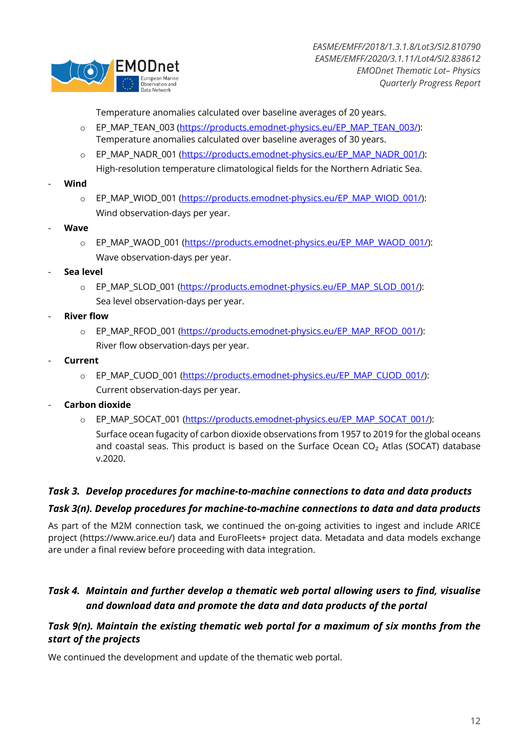Temperature anomalies calculated over baseline averages of 20 years.

  - EP_MAP_TEAN_003 (https://products.emodnet-physics.eu/EP_MAP_TEAN_003/): Temperature anomalies calculated over baseline averages of 30 years.
  - EP_MAP_NADR_001 (https://products.emodnet-physics.eu/EP_MAP_NADR_001/): High-resolution temperature climatological fields for the Northern Adriatic Sea.
- **Wind**
  - EP_MAP_WIOD_001 (https://products.emodnet-physics.eu/EP_MAP_WIOD_001/): Wind observation-days per year.
- **Wave**
  - EP_MAP_WAOD_001 (https://products.emodnet-physics.eu/EP_MAP_WAOD_001/): Wave observation-days per year.
- **Sea level**
  - EP_MAP_SLOD_001 (https://products.emodnet-physics.eu/EP_MAP_SLOD_001/): Sea level observation-days per year.
- **River flow**
  - EP_MAP_RFOD_001 (https://products.emodnet-physics.eu/EP_MAP_RFOD_001/): River flow observation-days per year.
- **Current**
  - EP_MAP_CUOD_001 (https://products.emodnet-physics.eu/EP_MAP_CUOD_001/): Current observation-days per year.
- **Carbon dioxide**
  - EP_MAP_SOCAT_001 (https://products.emodnet-physics.eu/EP_MAP_SOCAT_001/): Surface ocean fugacity of carbon dioxide observations from 1957 to 2019 for the global oceans and coastal seas. This product is based on the Surface Ocean $CO_2$ Atlas (SOCAT) database v.2020.

### *Task 3. Develop procedures for machine-to-machine connections to data and data products*

### *Task 3(n). Develop procedures for machine-to-machine connections to data and data products*

As part of the M2M connection task, we continued the on-going activities to ingest and include ARICE project (https://www.arice.eu/) data and EuroFleets+ project data. Metadata and data models exchange are under a final review before proceeding with data integration.

### *Task 4. Maintain and further develop a thematic web portal allowing users to find, visualise and download data and promote the data and data products of the portal*

### *Task 9(n). Maintain the existing thematic web portal for a maximum of six months from the start of the projects*

We continued the development and update of the thematic web portal.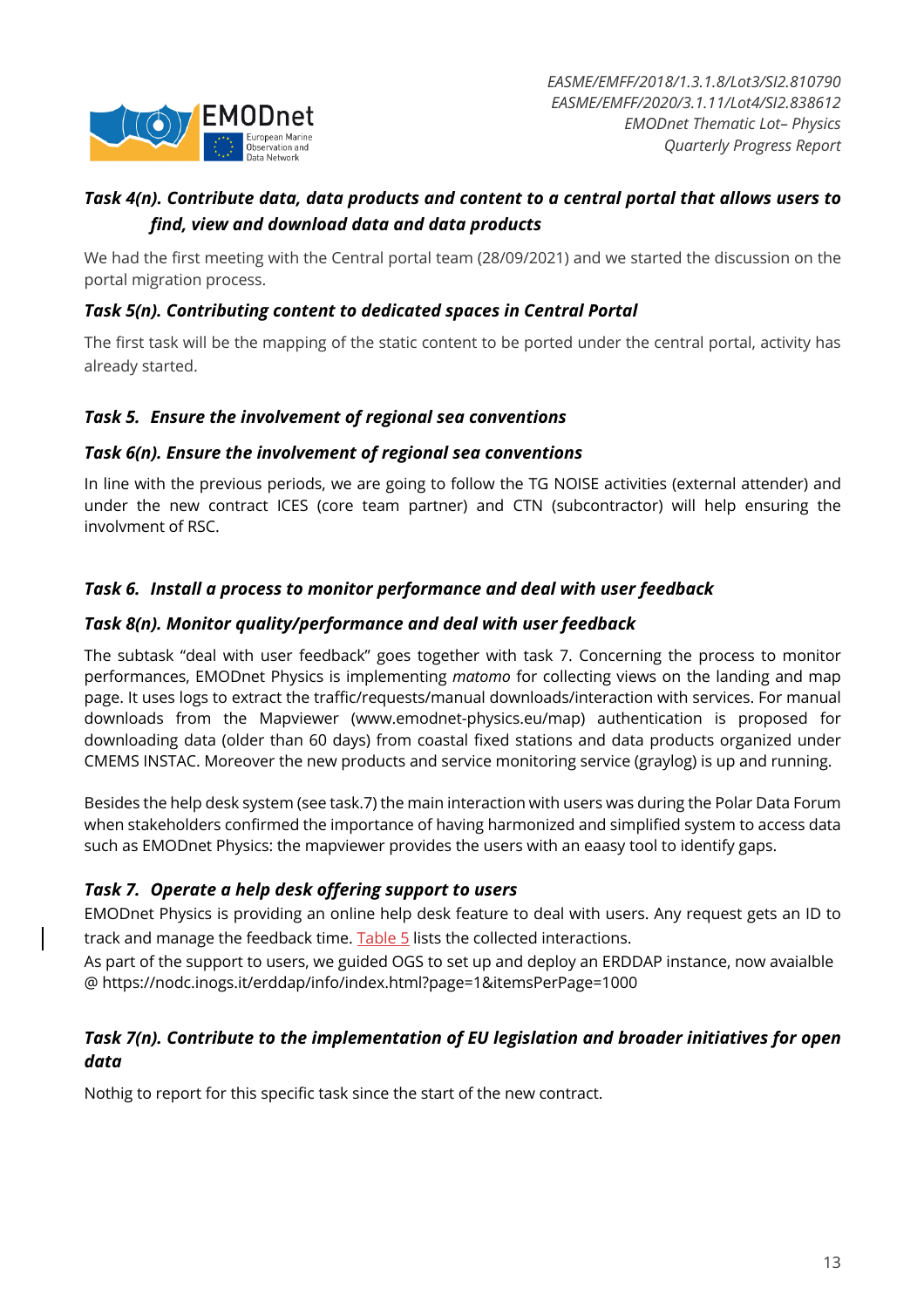### *Task 4(n). Contribute data, data products and content to a central portal that allows users to find, view and download data and data products*

We had the first meeting with the Central portal team (28/09/2021) and we started the discussion on the portal migration process.

### *Task 5(n). Contributing content to dedicated spaces in Central Portal*

The first task will be the mapping of the static content to be ported under the central portal, activity has already started.

### *Task 5. Ensure the involvement of regional sea conventions*

### *Task 6(n). Ensure the involvement of regional sea conventions*

In line with the previous periods, we are going to follow the TG NOISE activities (external attender) and under the new contract ICES (core team partner) and CTN (subcontractor) will help ensuring the involvment of RSC.

### *Task 6. Install a process to monitor performance and deal with user feedback*

### *Task 8(n). Monitor quality/performance and deal with user feedback*

The subtask "deal with user feedback" goes together with task 7. Concerning the process to monitor performances, EMODnet Physics is implementing *matomo* for collecting views on the landing and map page. It uses logs to extract the traffic/requests/manual downloads/interaction with services. For manual downloads from the Mapviewer (www.emodnet-physics.eu/map) authentication is proposed for downloading data (older than 60 days) from coastal fixed stations and data products organized under CMEMS INSTAC. Moreover the new products and service monitoring service (graylog) is up and running.

Besides the help desk system (see task.7) the main interaction with users was during the Polar Data Forum when stakeholders confirmed the importance of having harmonized and simplified system to access data such as EMODnet Physics: the mapviewer provides the users with an eaasy tool to identify gaps.

### *Task 7. Operate a help desk offering support to users*

EMODnet Physics is providing an online help desk feature to deal with users. Any request gets an ID to track and manage the feedback time. Table 5 lists the collected interactions.
As part of the support to users, we guided OGS to set up and deploy an ERDDAP instance, now avaialble @ https://nodc.inogs.it/erddap/info/index.html?page=1&itemsPerPage=1000

### *Task 7(n). Contribute to the implementation of EU legislation and broader initiatives for open data*

Nothig to report for this specific task since the start of the new contract.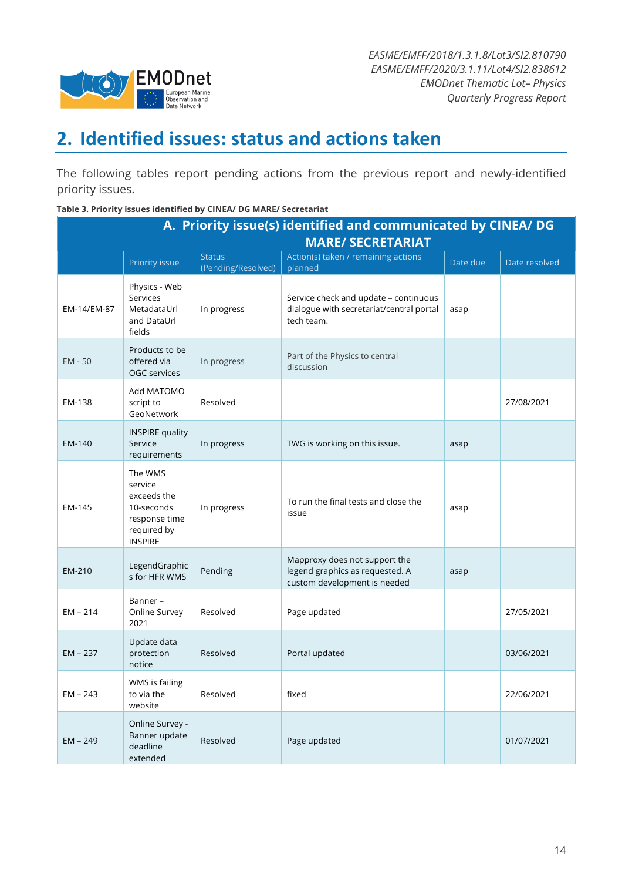## 2. Identified issues: status and actions taken

The following tables report pending actions from the previous report and newly-identified priority issues.

**Table 3. Priority issues identified by CINEA/ DG MARE/ Secretariat**

| A. Priority issue(s) identified and communicated by CINEA/ DG MARE/ SECRETARIAT | | | | | |
|---|---|---|---|---|---|
| | Priority issue | Status (Pending/Resolved) | Action(s) taken / remaining actions planned | Date due | Date resolved |
| EM-14/EM-87 | Physics - Web Services MetadataUrl and DataUrl fields | In progress | Service check and update – continuous dialogue with secretariat/central portal tech team. | asap | |
| EM - 50 | Products to be offered via OGC services | In progress | Part of the Physics to central discussion | | |
| EM-138 | Add MATOMO script to GeoNetwork | Resolved | | | 27/08/2021 |
| EM-140 | INSPIRE quality Service requirements | In progress | TWG is working on this issue. | asap | |
| EM-145 | The WMS service exceeds the 10-seconds response time required by INSPIRE | In progress | To run the final tests and close the issue | asap | |
| EM-210 | LegendGraphics for HFR WMS | Pending | Mapproxy does not support the legend graphics as requested. A custom development is needed | asap | |
| EM – 214 | Banner – Online Survey 2021 | Resolved | Page updated | | 27/05/2021 |
| EM – 237 | Update data protection notice | Resolved | Portal updated | | 03/06/2021 |
| EM – 243 | WMS is failing to via the website | Resolved | fixed | | 22/06/2021 |
| EM – 249 | Online Survey - Banner update deadline extended | Resolved | Page updated | | 01/07/2021 |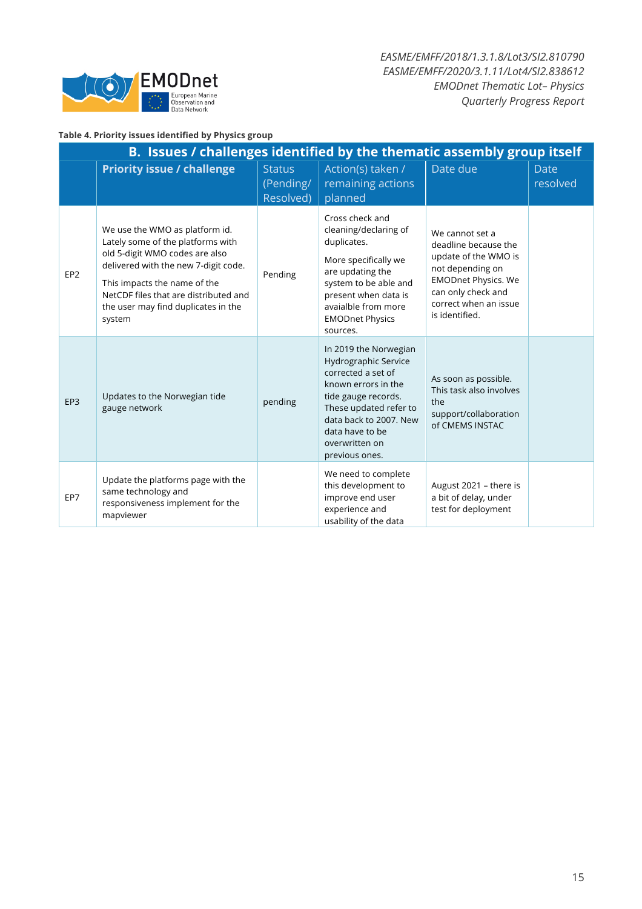**Table 4. Priority issues identified by Physics group**

| B. Issues / challenges identified by the thematic assembly group itself | | | | | |
|---|---|---|---|---|---|
| | **Priority issue / challenge** | Status (Pending/ Resolved) | Action(s) taken / remaining actions planned | Date due | Date resolved |
| EP2 | We use the WMO as platform id. Lately some of the platforms with old 5-digit WMO codes are also delivered with the new 7-digit code.<br><br>This impacts the name of the NetCDF files that are distributed and the user may find duplicates in the system | Pending | Cross check and cleaning/declaring of duplicates.<br><br>More specifically we are updating the system to be able and present when data is avaialble from more EMODnet Physics sources. | We cannot set a deadline because the update of the WMO is not depending on EMODnet Physics. We can only check and correct when an issue is identified. | |
| EP3 | Updates to the Norwegian tide gauge network | pending | In 2019 the Norwegian Hydrographic Service corrected a set of known errors in the tide gauge records. These updated refer to data back to 2007. New data have to be overwritten on previous ones. | As soon as possible. This task also involves the support/collaboration of CMEMS INSTAC | |
| EP7 | Update the platforms page with the same technology and responsiveness implement for the mapviewer | | We need to complete this development to improve end user experience and usability of the data | August 2021 – there is a bit of delay, under test for deployment | |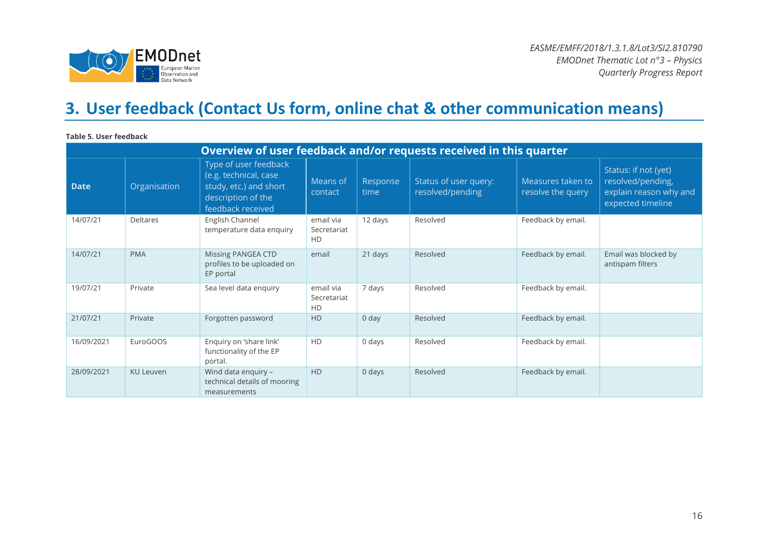# 3. User feedback (Contact Us form, online chat & other communication means)

**Table 5. User feedback**

| Overview of user feedback and/or requests received in this quarter | | | | | | | |
|---|---|---|---|---|---|---|---|
| **Date** | Organisation | Type of user feedback (e.g. technical, case study, etc.) and short description of the feedback received | Means of contact | Response time | Status of user query: resolved/pending | Measures taken to resolve the query | Status: if not (yet) resolved/pending, explain reason why and expected timeline |
| 14/07/21 | Deltares | English Channel temperature data enquiry | email via Secretariat HD | 12 days | Resolved | Feedback by email. | |
| 14/07/21 | PMA | Missing PANGEA CTD profiles to be uploaded on EP portal | email | 21 days | Resolved | Feedback by email. | Email was blocked by antispam filters |
| 19/07/21 | Private | Sea level data enquiry | email via Secretariat HD | 7 days | Resolved | Feedback by email. | |
| 21/07/21 | Private | Forgotten password | HD | 0 day | Resolved | Feedback by email. | |
| 16/09/2021 | EuroGOOS | Enquiry on 'share link' functionality of the EP portal. | HD | 0 days | Resolved | Feedback by email. | |
| 28/09/2021 | KU Leuven | Wind data enquiry – technical details of mooring measurements | HD | 0 days | Resolved | Feedback by email. | |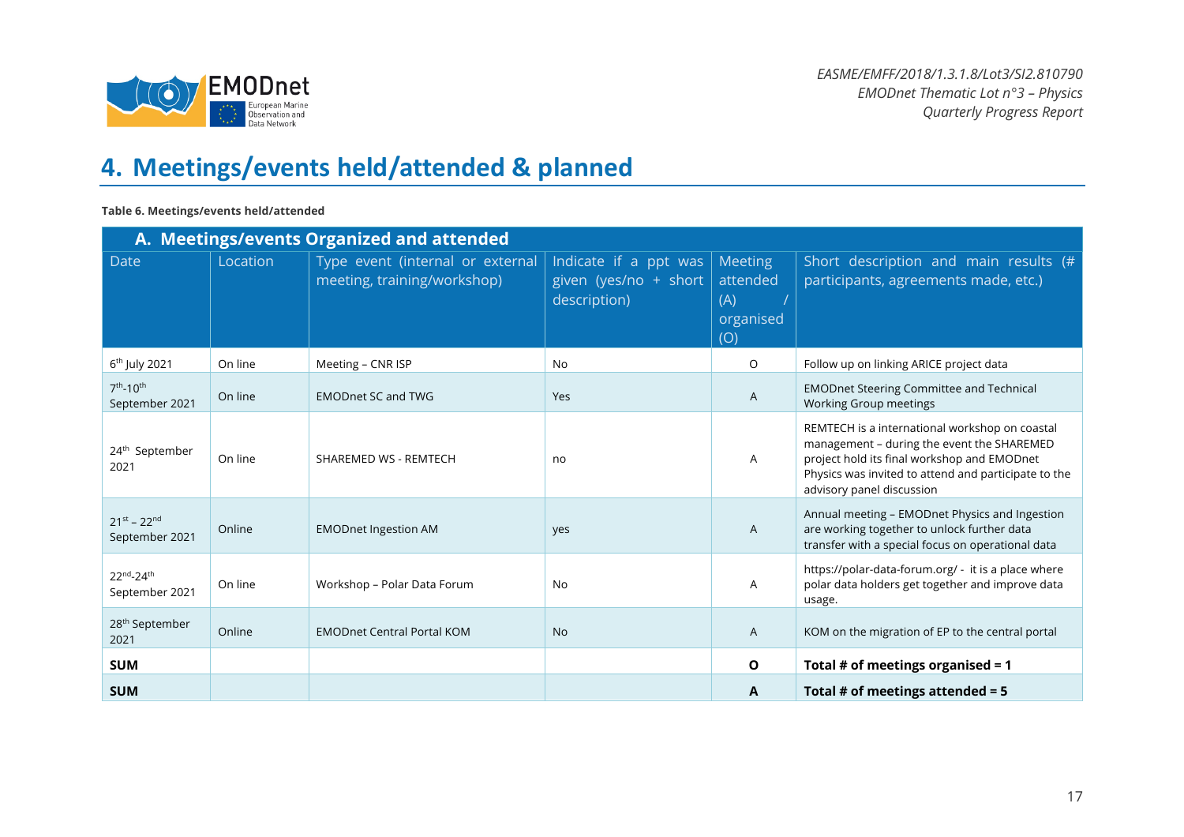# 4. Meetings/events held/attended & planned

**Table 6. Meetings/events held/attended**

| **A. Meetings/events Organized and attended** | | | | | |
|---|---|---|---|---|---|
| Date | Location | Type event (internal or external meeting, training/workshop) | Indicate if a ppt was given (yes/no + short description) | Meeting attended (A) / organised (O) | Short description and main results (# participants, agreements made, etc.) |
| 6th July 2021 | On line | Meeting – CNR ISP | No | O | Follow up on linking ARICE project data |
| 7th-10th September 2021 | On line | EMODnet SC and TWG | Yes | A | EMODnet Steering Committee and Technical Working Group meetings |
| 24th September 2021 | On line | SHAREMED WS - REMTECH | no | A | REMTECH is a international workshop on coastal management – during the event the SHAREMED project hold its final workshop and EMODnet Physics was invited to attend and participate to the advisory panel discussion |
| 21st – 22nd September 2021 | Online | EMODnet Ingestion AM | yes | A | Annual meeting – EMODnet Physics and Ingestion are working together to unlock further data transfer with a special focus on operational data |
| 22nd-24th September 2021 | On line | Workshop – Polar Data Forum | No | A | https://polar-data-forum.org/ - it is a place where polar data holders get together and improve data usage. |
| 28th September 2021 | Online | EMODnet Central Portal KOM | No | A | KOM on the migration of EP to the central portal |
| **SUM** | | | | **O** | **Total # of meetings organised = 1** |
| **SUM** | | | | **A** | **Total # of meetings attended = 5** |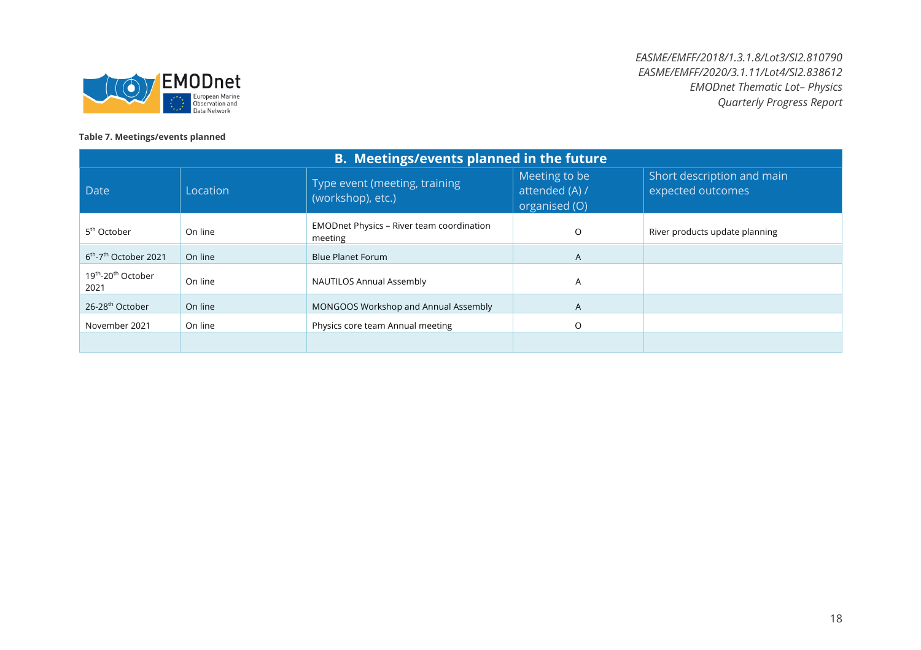**Table 7. Meetings/events planned**

| **B. Meetings/events planned in the future** | | | | |
|---|---|---|---|---|
| Date | Location | Type event (meeting, training (workshop), etc.) | Meeting to be attended (A) / organised (O) | Short description and main expected outcomes |
| 5th October | On line | EMODnet Physics – River team coordination meeting | O | River products update planning |
| 6th-7th October 2021 | On line | Blue Planet Forum | A | |
| 19th-20th October 2021 | On line | NAUTILOS Annual Assembly | A | |
| 26-28th October | On line | MONGOOS Workshop and Annual Assembly | A | |
| November 2021 | On line | Physics core team Annual meeting | O | |
| | | | | |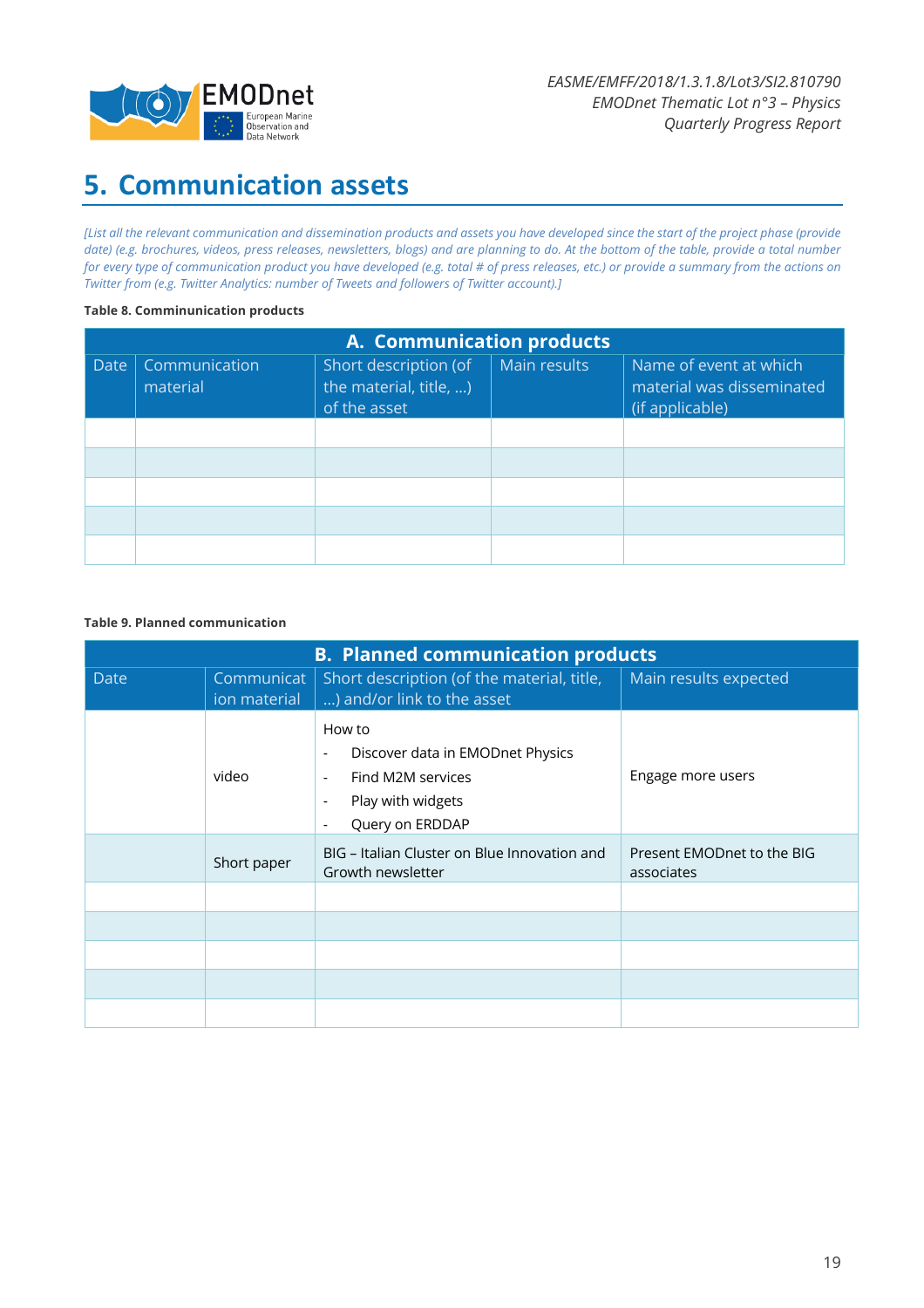# 5. Communication assets

*[List all the relevant communication and dissemination products and assets you have developed since the start of the project phase (provide date) (e.g. brochures, videos, press releases, newsletters, blogs) and are planning to do. At the bottom of the table, provide a total number for every type of communication product you have developed (e.g. total # of press releases, etc.) or provide a summary from the actions on Twitter from (e.g. Twitter Analytics: number of Tweets and followers of Twitter account).]*

**Table 8. Comminunication products**

| A. Communication products | | | | |
|---|---|---|---|---|
| Date | Communication material | Short description (of the material, title, …) of the asset | Main results | Name of event at which material was disseminated (if applicable) |
| | | | | |
| | | | | |
| | | | | |
| | | | | |
| | | | | |

**Table 9. Planned communication**

| B. Planned communication products | | | |
|---|---|---|---|
| Date | Communication material | Short description (of the material, title, …) and/or link to the asset | Main results expected |
| | video | How to<br>- Discover data in EMODnet Physics<br>- Find M2M services<br>- Play with widgets<br>- Query on ERDDAP | Engage more users |
| | Short paper | BIG – Italian Cluster on Blue Innovation and Growth newsletter | Present EMODnet to the BIG associates |
| | | | |
| | | | |
| | | | |
| | | | |
| | | | |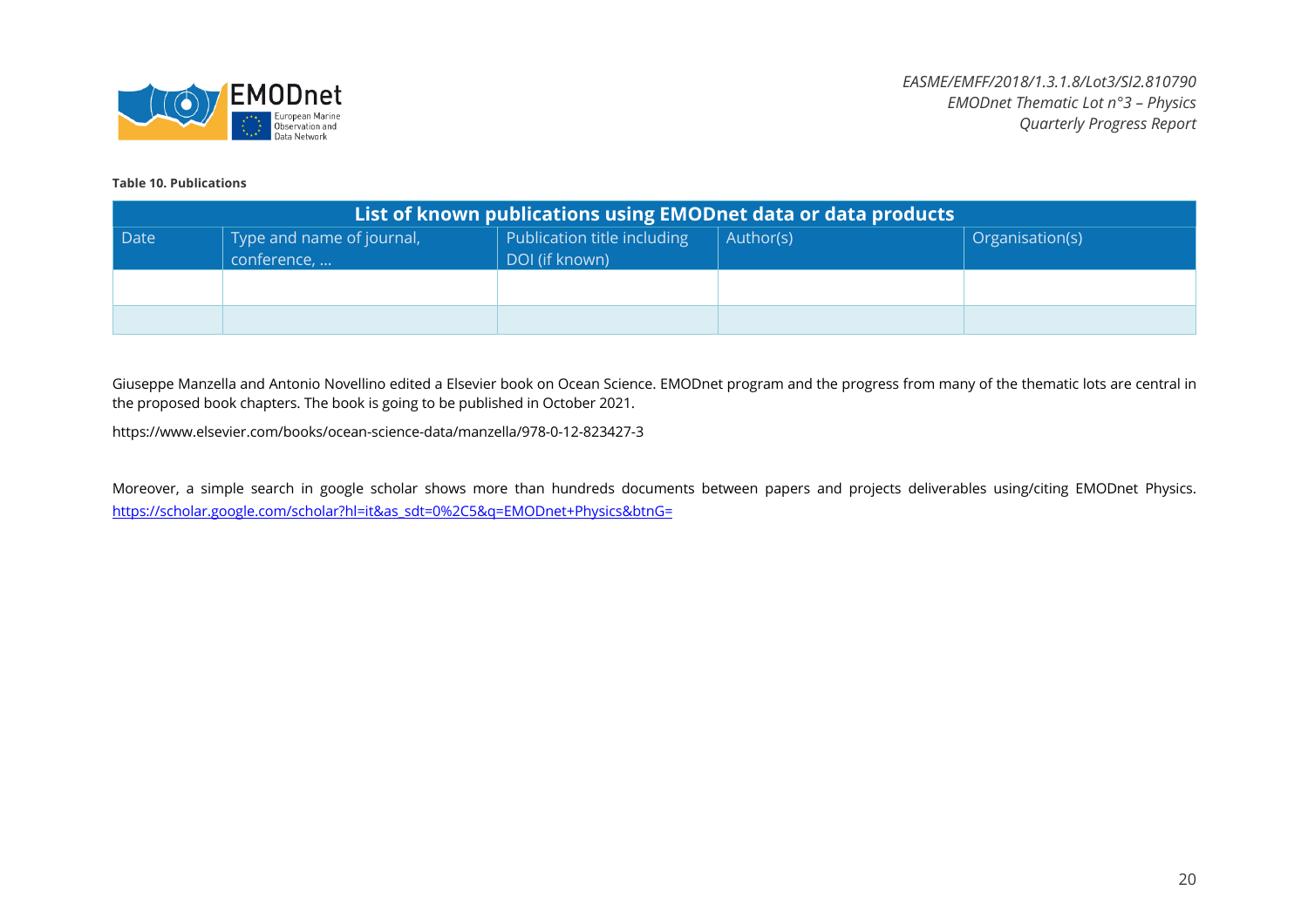**Table 10. Publications**

| List of known publications using EMODnet data or data products | | | | |
|---|---|---|---|---|
| Date | Type and name of journal, conference, … | Publication title including DOI (if known) | Author(s) | Organisation(s) |
| | | | | |
| | | | | |

Giuseppe Manzella and Antonio Novellino edited a Elsevier book on Ocean Science. EMODnet program and the progress from many of the thematic lots are central in the proposed book chapters. The book is going to be published in October 2021.

https://www.elsevier.com/books/ocean-science-data/manzella/978-0-12-823427-3

Moreover, a simple search in google scholar shows more than hundreds documents between papers and projects deliverables using/citing EMODnet Physics. [https://scholar.google.com/scholar?hl=it&as_sdt=0%2C5&q=EMODnet+Physics&btnG=](https://scholar.google.com/scholar?hl=it&as_sdt=0%2C5&q=EMODnet+Physics&btnG=)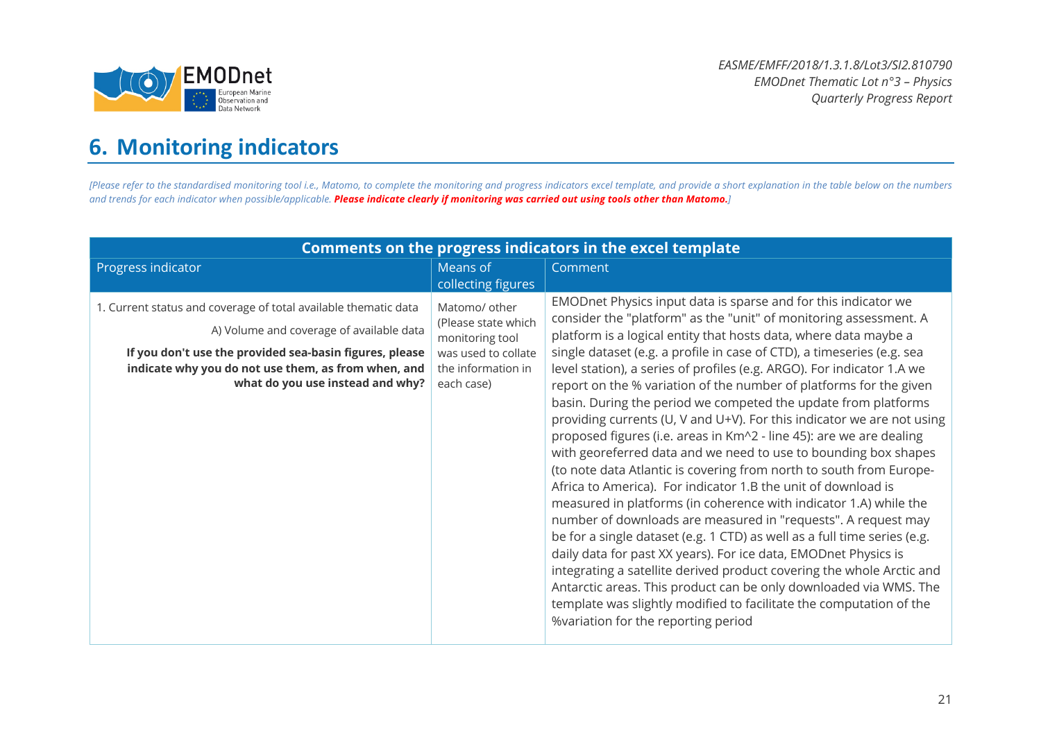# 6. Monitoring indicators

*[Please refer to the standardised monitoring tool i.e., Matomo, to complete the monitoring and progress indicators excel template, and provide a short explanation in the table below on the numbers and trends for each indicator when possible/applicable.* ***Please indicate clearly if monitoring was carried out using tools other than Matomo.****]*

| Comments on the progress indicators in the excel template | | |
|---|---|---|
| Progress indicator | Means of collecting figures | Comment |
| 1. Current status and coverage of total available thematic data<br>A) Volume and coverage of available data<br>**If you don't use the provided sea-basin figures, please indicate why you do not use them, as from when, and what do you use instead and why?** | Matomo/ other (Please state which monitoring tool was used to collate the information in each case) | EMODnet Physics input data is sparse and for this indicator we consider the "platform" as the "unit" of monitoring assessment. A platform is a logical entity that hosts data, where data maybe a single dataset (e.g. a profile in case of CTD), a timeseries (e.g. sea level station), a series of profiles (e.g. ARGO). For indicator 1.A we report on the % variation of the number of platforms for the given basin. During the period we competed the update from platforms providing currents (U, V and U+V). For this indicator we are not using proposed figures (i.e. areas in Km^2 - line 45): are we are dealing with georeferred data and we need to use to bounding box shapes (to note data Atlantic is covering from north to south from Europe-Africa to America). For indicator 1.B the unit of download is measured in platforms (in coherence with indicator 1.A) while the number of downloads are measured in "requests". A request may be for a single dataset (e.g. 1 CTD) as well as a full time series (e.g. daily data for past XX years). For ice data, EMODnet Physics is integrating a satellite derived product covering the whole Arctic and Antarctic areas. This product can be only downloaded via WMS. The template was slightly modified to facilitate the computation of the %variation for the reporting period |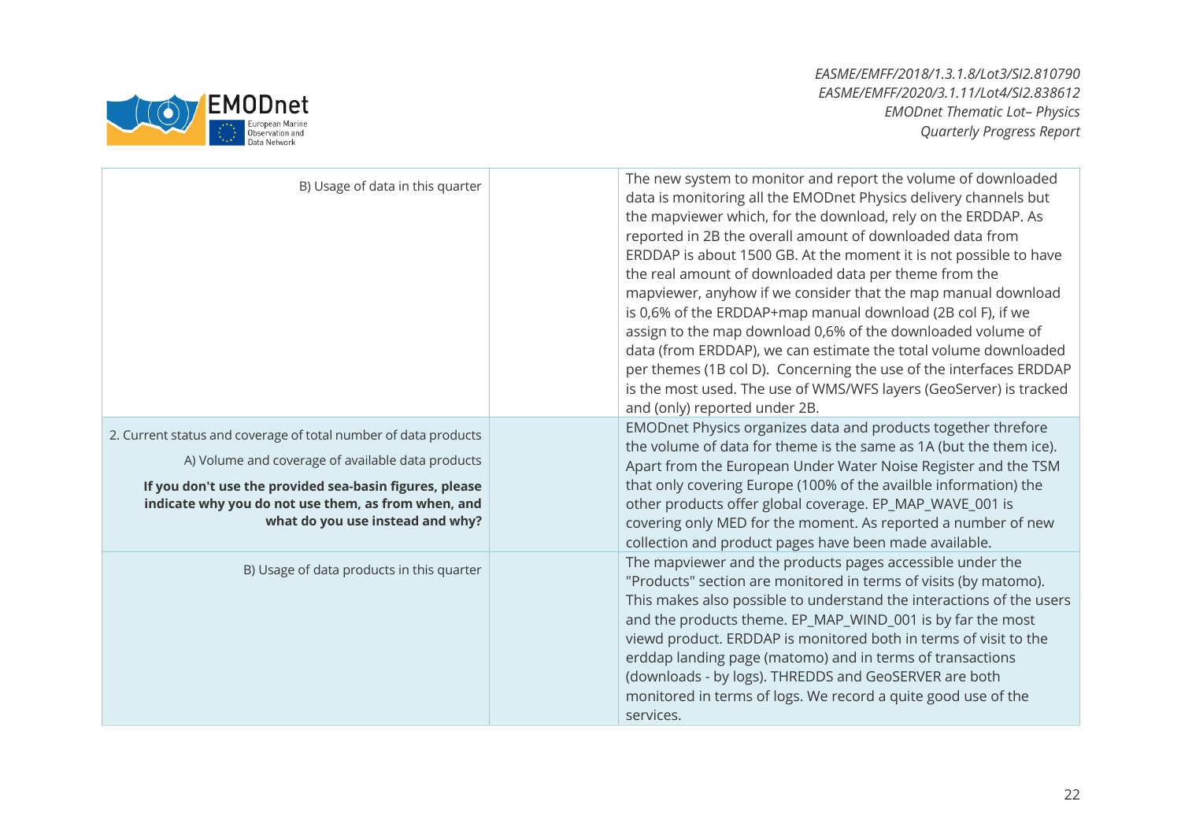| | | |
|---|---|---|
| B) Usage of data in this quarter | | The new system to monitor and report the volume of downloaded data is monitoring all the EMODnet Physics delivery channels but the mapviewer which, for the download, rely on the ERDDAP. As reported in 2B the overall amount of downloaded data from ERDDAP is about 1500 GB. At the moment it is not possible to have the real amount of downloaded data per theme from the mapviewer, anyhow if we consider that the map manual download is 0,6% of the ERDDAP+map manual download (2B col F), if we assign to the map download 0,6% of the downloaded volume of data (from ERDDAP), we can estimate the total volume downloaded per themes (1B col D). Concerning the use of the interfaces ERDDAP is the most used. The use of WMS/WFS layers (GeoServer) is tracked and (only) reported under 2B. |
| 2. Current status and coverage of total number of data products<br>A) Volume and coverage of available data products<br>**If you don't use the provided sea-basin figures, please indicate why you do not use them, as from when, and what do you use instead and why?** | | EMODnet Physics organizes data and products together threfore the volume of data for theme is the same as 1A (but the them ice). Apart from the European Under Water Noise Register and the TSM that only covering Europe (100% of the availble information) the other products offer global coverage. EP_MAP_WAVE_001 is covering only MED for the moment. As reported a number of new collection and product pages have been made available. |
| B) Usage of data products in this quarter | | The mapviewer and the products pages accessible under the "Products" section are monitored in terms of visits (by matomo). This makes also possible to understand the interactions of the users and the products theme. EP_MAP_WIND_001 is by far the most viewd product. ERDDAP is monitored both in terms of visit to the erddap landing page (matomo) and in terms of transactions (downloads - by logs). THREDDS and GeoSERVER are both monitored in terms of logs. We record a quite good use of the services. |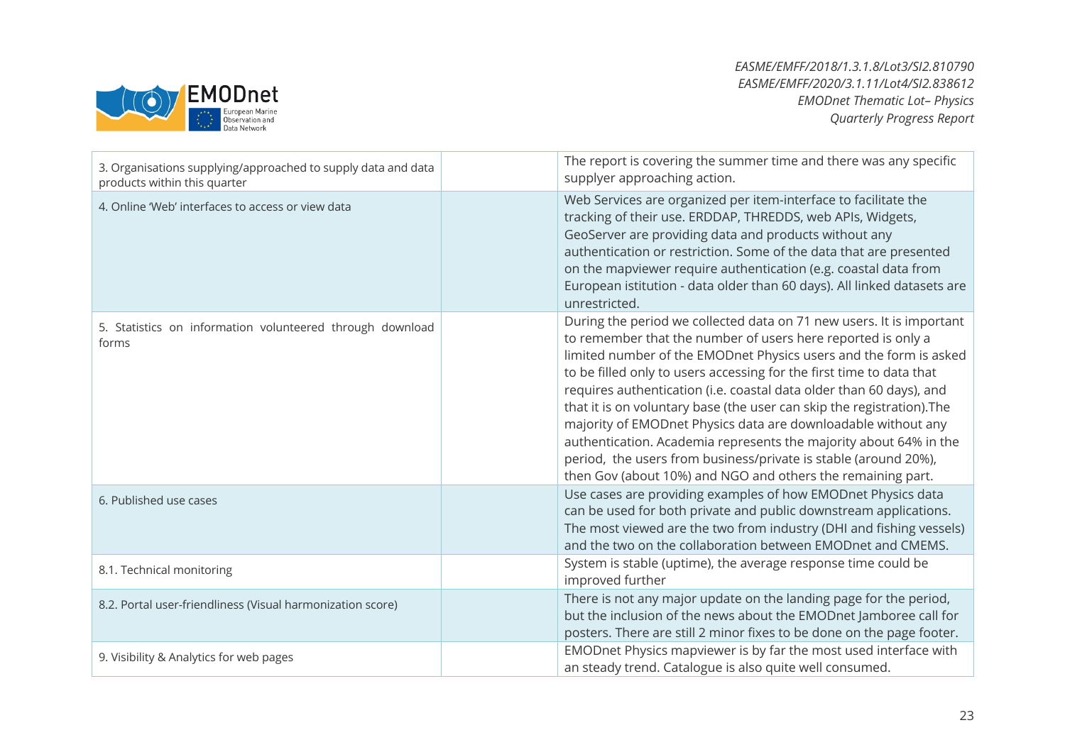| | | |
|---|---|---|
| 3. Organisations supplying/approached to supply data and data products within this quarter | | The report is covering the summer time and there was any specific supplyer approaching action. |
| 4. Online 'Web' interfaces to access or view data | | Web Services are organized per item-interface to facilitate the tracking of their use. ERDDAP, THREDDS, web APIs, Widgets, GeoServer are providing data and products without any authentication or restriction. Some of the data that are presented on the mapviewer require authentication (e.g. coastal data from European istitution - data older than 60 days). All linked datasets are unrestricted. |
| 5. Statistics on information volunteered through download forms | | During the period we collected data on 71 new users. It is important to remember that the number of users here reported is only a limited number of the EMODnet Physics users and the form is asked to be filled only to users accessing for the first time to data that requires authentication (i.e. coastal data older than 60 days), and that it is on voluntary base (the user can skip the registration).The majority of EMODnet Physics data are downloadable without any authentication. Academia represents the majority about 64% in the period, the users from business/private is stable (around 20%), then Gov (about 10%) and NGO and others the remaining part. |
| 6. Published use cases | | Use cases are providing examples of how EMODnet Physics data can be used for both private and public downstream applications. The most viewed are the two from industry (DHI and fishing vessels) and the two on the collaboration between EMODnet and CMEMS. |
| 8.1. Technical monitoring | | System is stable (uptime), the average response time could be improved further |
| 8.2. Portal user-friendliness (Visual harmonization score) | | There is not any major update on the landing page for the period, but the inclusion of the news about the EMODnet Jamboree call for posters. There are still 2 minor fixes to be done on the page footer. |
| 9. Visibility & Analytics for web pages | | EMODnet Physics mapviewer is by far the most used interface with an steady trend. Catalogue is also quite well consumed. |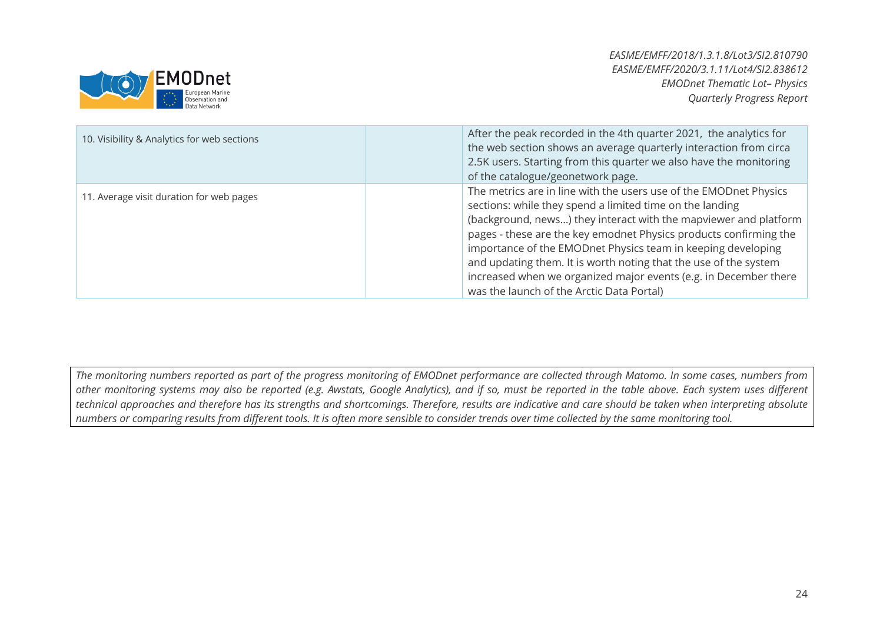| | | |
|---|---|---|
| 10. Visibility & Analytics for web sections | | After the peak recorded in the 4th quarter 2021, the analytics for the web section shows an average quarterly interaction from circa 2.5K users. Starting from this quarter we also have the monitoring of the catalogue/geonetwork page. |
| 11. Average visit duration for web pages | | The metrics are in line with the users use of the EMODnet Physics sections: while they spend a limited time on the landing (background, news...) they interact with the mapviewer and platform pages - these are the key emodnet Physics products confirming the importance of the EMODnet Physics team in keeping developing and updating them. It is worth noting that the use of the system increased when we organized major events (e.g. in December there was the launch of the Arctic Data Portal) |

*The monitoring numbers reported as part of the progress monitoring of EMODnet performance are collected through Matomo. In some cases, numbers from other monitoring systems may also be reported (e.g. Awstats, Google Analytics), and if so, must be reported in the table above. Each system uses different technical approaches and therefore has its strengths and shortcomings. Therefore, results are indicative and care should be taken when interpreting absolute numbers or comparing results from different tools. It is often more sensible to consider trends over time collected by the same monitoring tool.*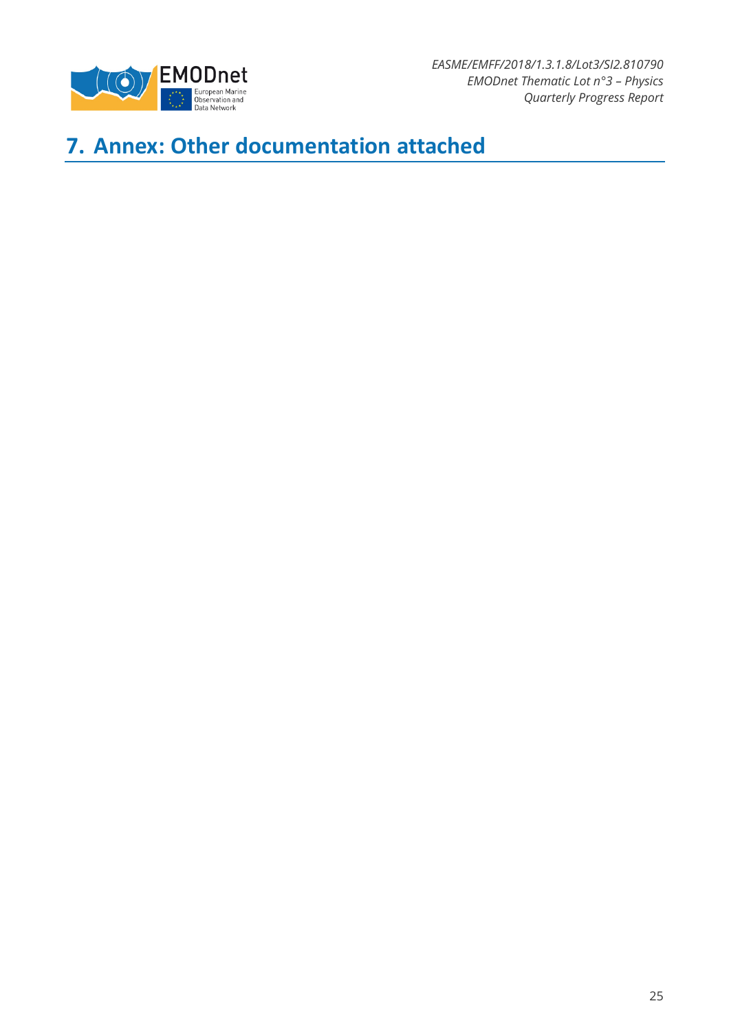# 7. Annex: Other documentation attached